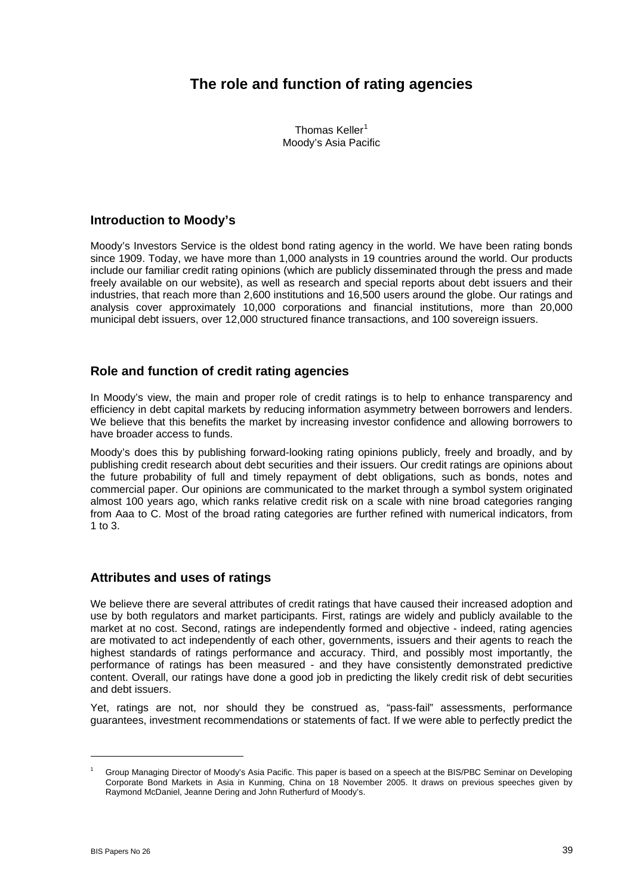# The role and function of rating agencies

Thomas Keller[1]
Moody's Asia Pacific

## Introduction to Moody's

Moody's Investors Service is the oldest bond rating agency in the world. We have been rating bonds since 1909. Today, we have more than 1,000 analysts in 19 countries around the world. Our products include our familiar credit rating opinions (which are publicly disseminated through the press and made freely available on our website), as well as research and special reports about debt issuers and their industries, that reach more than 2,600 institutions and 16,500 users around the globe. Our ratings and analysis cover approximately 10,000 corporations and financial institutions, more than 20,000 municipal debt issuers, over 12,000 structured finance transactions, and 100 sovereign issuers.

## Role and function of credit rating agencies

In Moody's view, the main and proper role of credit ratings is to help to enhance transparency and efficiency in debt capital markets by reducing information asymmetry between borrowers and lenders. We believe that this benefits the market by increasing investor confidence and allowing borrowers to have broader access to funds.

Moody's does this by publishing forward-looking rating opinions publicly, freely and broadly, and by publishing credit research about debt securities and their issuers. Our credit ratings are opinions about the future probability of full and timely repayment of debt obligations, such as bonds, notes and commercial paper. Our opinions are communicated to the market through a symbol system originated almost 100 years ago, which ranks relative credit risk on a scale with nine broad categories ranging from Aaa to C. Most of the broad rating categories are further refined with numerical indicators, from 1 to 3.

## Attributes and uses of ratings

We believe there are several attributes of credit ratings that have caused their increased adoption and use by both regulators and market participants. First, ratings are widely and publicly available to the market at no cost. Second, ratings are independently formed and objective - indeed, rating agencies are motivated to act independently of each other, governments, issuers and their agents to reach the highest standards of ratings performance and accuracy. Third, and possibly most importantly, the performance of ratings has been measured - and they have consistently demonstrated predictive content. Overall, our ratings have done a good job in predicting the likely credit risk of debt securities and debt issuers.

Yet, ratings are not, nor should they be construed as, "pass-fail" assessments, performance guarantees, investment recommendations or statements of fact. If we were able to perfectly predict the

[1] Group Managing Director of Moody's Asia Pacific. This paper is based on a speech at the BIS/PBC Seminar on Developing Corporate Bond Markets in Asia in Kunming, China on 18 November 2005. It draws on previous speeches given by Raymond McDaniel, Jeanne Dering and John Rutherfurd of Moody's.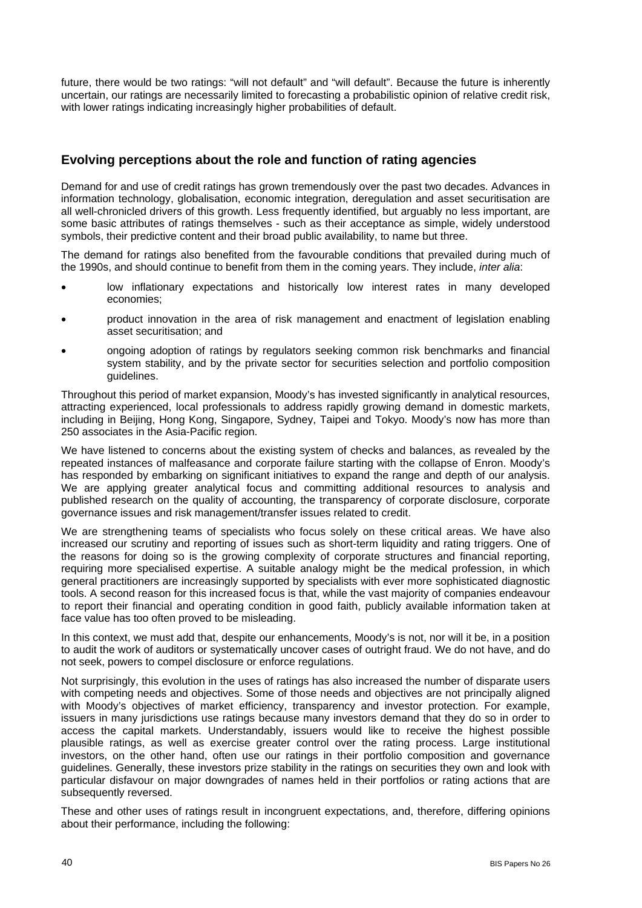future, there would be two ratings: "will not default" and "will default". Because the future is inherently uncertain, our ratings are necessarily limited to forecasting a probabilistic opinion of relative credit risk, with lower ratings indicating increasingly higher probabilities of default.

## Evolving perceptions about the role and function of rating agencies

Demand for and use of credit ratings has grown tremendously over the past two decades. Advances in information technology, globalisation, economic integration, deregulation and asset securitisation are all well-chronicled drivers of this growth. Less frequently identified, but arguably no less important, are some basic attributes of ratings themselves - such as their acceptance as simple, widely understood symbols, their predictive content and their broad public availability, to name but three.

The demand for ratings also benefited from the favourable conditions that prevailed during much of the 1990s, and should continue to benefit from them in the coming years. They include, *inter alia*:

- low inflationary expectations and historically low interest rates in many developed economies;
- product innovation in the area of risk management and enactment of legislation enabling asset securitisation; and
- ongoing adoption of ratings by regulators seeking common risk benchmarks and financial system stability, and by the private sector for securities selection and portfolio composition guidelines.

Throughout this period of market expansion, Moody's has invested significantly in analytical resources, attracting experienced, local professionals to address rapidly growing demand in domestic markets, including in Beijing, Hong Kong, Singapore, Sydney, Taipei and Tokyo. Moody's now has more than 250 associates in the Asia-Pacific region.

We have listened to concerns about the existing system of checks and balances, as revealed by the repeated instances of malfeasance and corporate failure starting with the collapse of Enron. Moody's has responded by embarking on significant initiatives to expand the range and depth of our analysis. We are applying greater analytical focus and committing additional resources to analysis and published research on the quality of accounting, the transparency of corporate disclosure, corporate governance issues and risk management/transfer issues related to credit.

We are strengthening teams of specialists who focus solely on these critical areas. We have also increased our scrutiny and reporting of issues such as short-term liquidity and rating triggers. One of the reasons for doing so is the growing complexity of corporate structures and financial reporting, requiring more specialised expertise. A suitable analogy might be the medical profession, in which general practitioners are increasingly supported by specialists with ever more sophisticated diagnostic tools. A second reason for this increased focus is that, while the vast majority of companies endeavour to report their financial and operating condition in good faith, publicly available information taken at face value has too often proved to be misleading.

In this context, we must add that, despite our enhancements, Moody's is not, nor will it be, in a position to audit the work of auditors or systematically uncover cases of outright fraud. We do not have, and do not seek, powers to compel disclosure or enforce regulations.

Not surprisingly, this evolution in the uses of ratings has also increased the number of disparate users with competing needs and objectives. Some of those needs and objectives are not principally aligned with Moody's objectives of market efficiency, transparency and investor protection. For example, issuers in many jurisdictions use ratings because many investors demand that they do so in order to access the capital markets. Understandably, issuers would like to receive the highest possible plausible ratings, as well as exercise greater control over the rating process. Large institutional investors, on the other hand, often use our ratings in their portfolio composition and governance guidelines. Generally, these investors prize stability in the ratings on securities they own and look with particular disfavour on major downgrades of names held in their portfolios or rating actions that are subsequently reversed.

These and other uses of ratings result in incongruent expectations, and, therefore, differing opinions about their performance, including the following: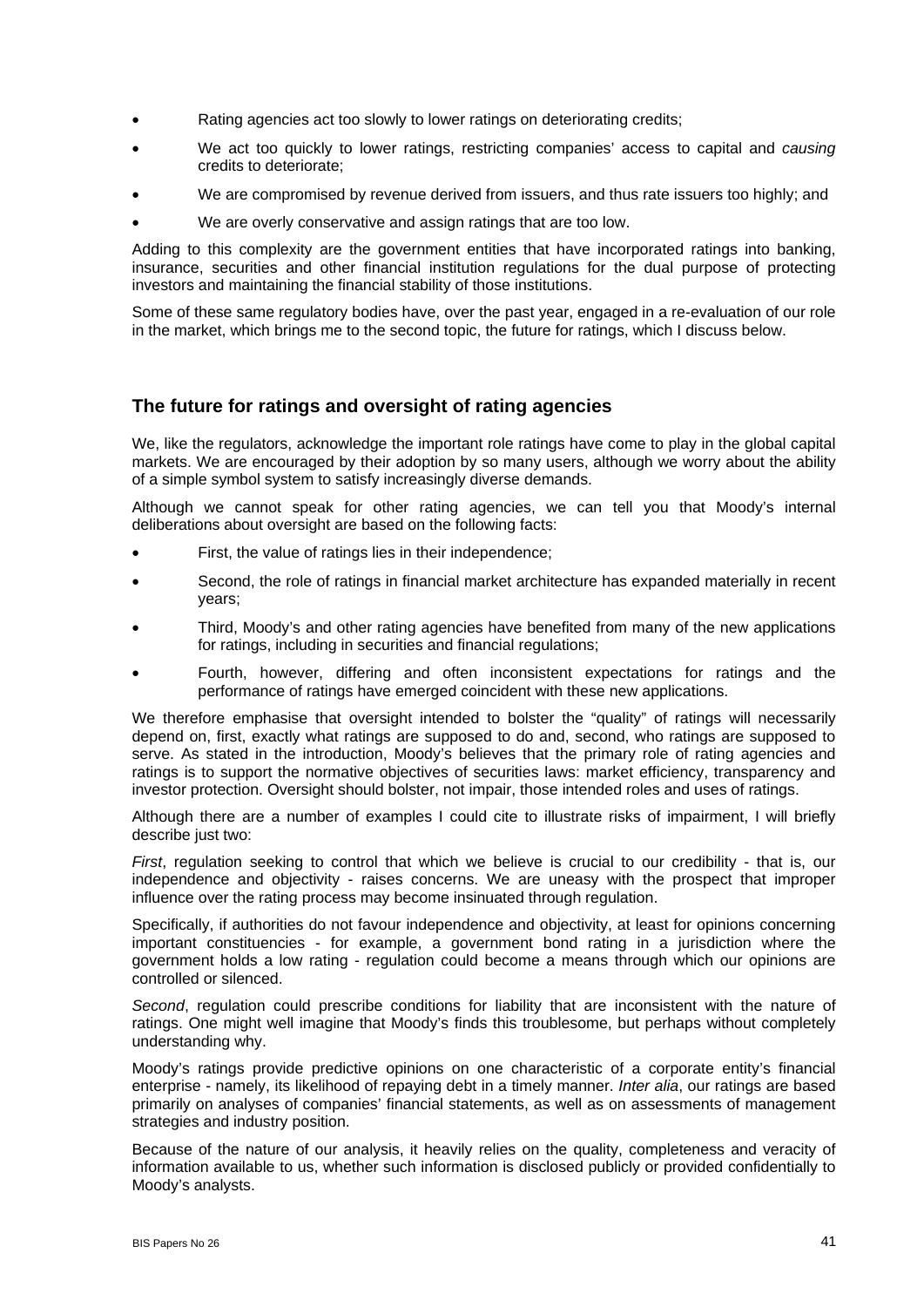- Rating agencies act too slowly to lower ratings on deteriorating credits;
- We act too quickly to lower ratings, restricting companies' access to capital and *causing* credits to deteriorate;
- We are compromised by revenue derived from issuers, and thus rate issuers too highly; and
- We are overly conservative and assign ratings that are too low.

Adding to this complexity are the government entities that have incorporated ratings into banking, insurance, securities and other financial institution regulations for the dual purpose of protecting investors and maintaining the financial stability of those institutions.

Some of these same regulatory bodies have, over the past year, engaged in a re-evaluation of our role in the market, which brings me to the second topic, the future for ratings, which I discuss below.

## The future for ratings and oversight of rating agencies

We, like the regulators, acknowledge the important role ratings have come to play in the global capital markets. We are encouraged by their adoption by so many users, although we worry about the ability of a simple symbol system to satisfy increasingly diverse demands.

Although we cannot speak for other rating agencies, we can tell you that Moody's internal deliberations about oversight are based on the following facts:

- First, the value of ratings lies in their independence;
- Second, the role of ratings in financial market architecture has expanded materially in recent years;
- Third, Moody's and other rating agencies have benefited from many of the new applications for ratings, including in securities and financial regulations;
- Fourth, however, differing and often inconsistent expectations for ratings and the performance of ratings have emerged coincident with these new applications.

We therefore emphasise that oversight intended to bolster the "quality" of ratings will necessarily depend on, first, exactly what ratings are supposed to do and, second, who ratings are supposed to serve. As stated in the introduction, Moody's believes that the primary role of rating agencies and ratings is to support the normative objectives of securities laws: market efficiency, transparency and investor protection. Oversight should bolster, not impair, those intended roles and uses of ratings.

Although there are a number of examples I could cite to illustrate risks of impairment, I will briefly describe just two:

*First*, regulation seeking to control that which we believe is crucial to our credibility - that is, our independence and objectivity - raises concerns. We are uneasy with the prospect that improper influence over the rating process may become insinuated through regulation.

Specifically, if authorities do not favour independence and objectivity, at least for opinions concerning important constituencies - for example, a government bond rating in a jurisdiction where the government holds a low rating - regulation could become a means through which our opinions are controlled or silenced.

*Second*, regulation could prescribe conditions for liability that are inconsistent with the nature of ratings. One might well imagine that Moody's finds this troublesome, but perhaps without completely understanding why.

Moody's ratings provide predictive opinions on one characteristic of a corporate entity's financial enterprise - namely, its likelihood of repaying debt in a timely manner. *Inter alia*, our ratings are based primarily on analyses of companies' financial statements, as well as on assessments of management strategies and industry position.

Because of the nature of our analysis, it heavily relies on the quality, completeness and veracity of information available to us, whether such information is disclosed publicly or provided confidentially to Moody's analysts.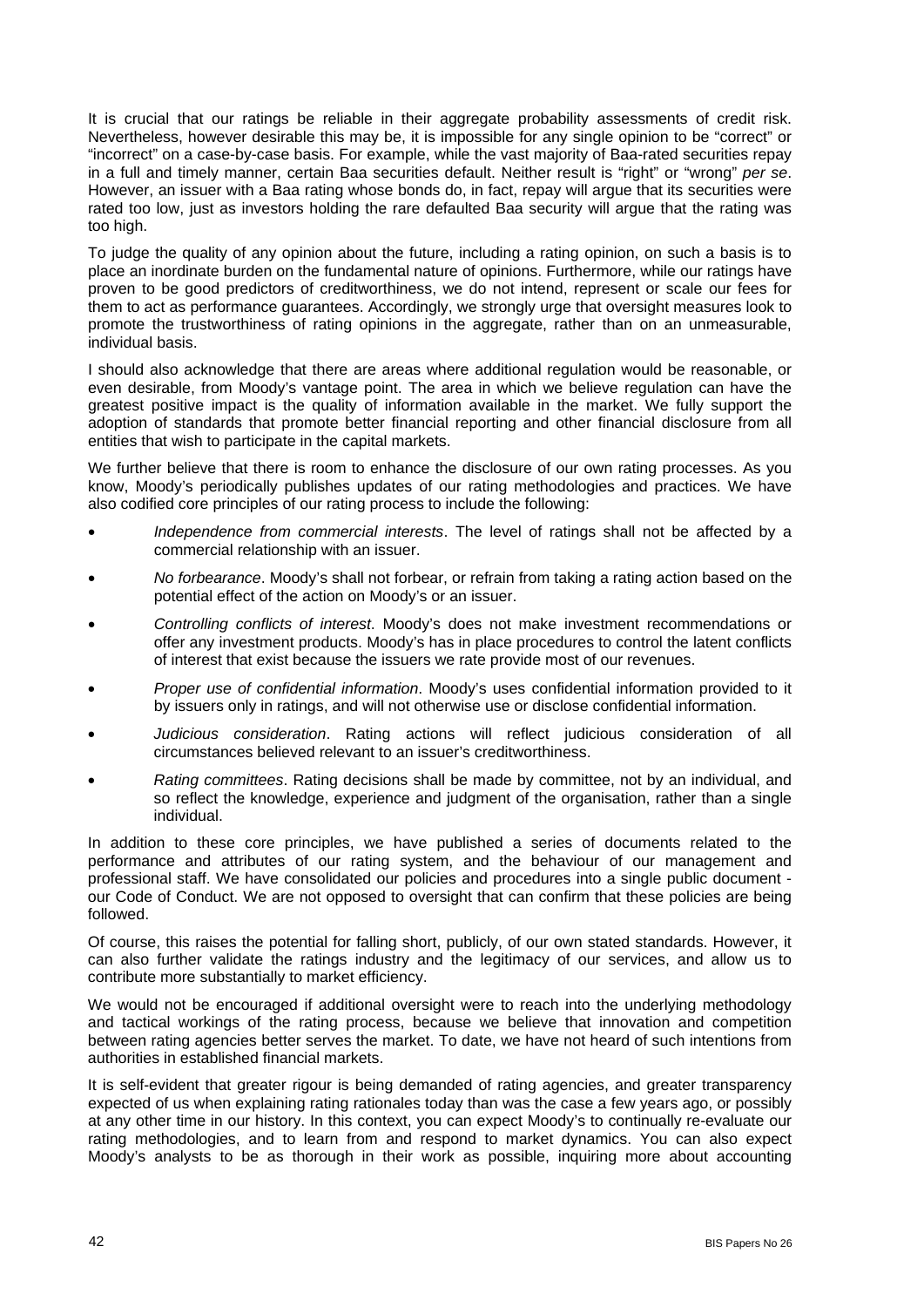It is crucial that our ratings be reliable in their aggregate probability assessments of credit risk. Nevertheless, however desirable this may be, it is impossible for any single opinion to be "correct" or "incorrect" on a case-by-case basis. For example, while the vast majority of Baa-rated securities repay in a full and timely manner, certain Baa securities default. Neither result is "right" or "wrong" *per se*. However, an issuer with a Baa rating whose bonds do, in fact, repay will argue that its securities were rated too low, just as investors holding the rare defaulted Baa security will argue that the rating was too high.

To judge the quality of any opinion about the future, including a rating opinion, on such a basis is to place an inordinate burden on the fundamental nature of opinions. Furthermore, while our ratings have proven to be good predictors of creditworthiness, we do not intend, represent or scale our fees for them to act as performance guarantees. Accordingly, we strongly urge that oversight measures look to promote the trustworthiness of rating opinions in the aggregate, rather than on an unmeasurable, individual basis.

I should also acknowledge that there are areas where additional regulation would be reasonable, or even desirable, from Moody's vantage point. The area in which we believe regulation can have the greatest positive impact is the quality of information available in the market. We fully support the adoption of standards that promote better financial reporting and other financial disclosure from all entities that wish to participate in the capital markets.

We further believe that there is room to enhance the disclosure of our own rating processes. As you know, Moody's periodically publishes updates of our rating methodologies and practices. We have also codified core principles of our rating process to include the following:

- *Independence from commercial interests*. The level of ratings shall not be affected by a commercial relationship with an issuer.
- *No forbearance*. Moody's shall not forbear, or refrain from taking a rating action based on the potential effect of the action on Moody's or an issuer.
- *Controlling conflicts of interest*. Moody's does not make investment recommendations or offer any investment products. Moody's has in place procedures to control the latent conflicts of interest that exist because the issuers we rate provide most of our revenues.
- *Proper use of confidential information*. Moody's uses confidential information provided to it by issuers only in ratings, and will not otherwise use or disclose confidential information.
- *Judicious consideration*. Rating actions will reflect judicious consideration of all circumstances believed relevant to an issuer's creditworthiness.
- *Rating committees*. Rating decisions shall be made by committee, not by an individual, and so reflect the knowledge, experience and judgment of the organisation, rather than a single individual.

In addition to these core principles, we have published a series of documents related to the performance and attributes of our rating system, and the behaviour of our management and professional staff. We have consolidated our policies and procedures into a single public document - our Code of Conduct. We are not opposed to oversight that can confirm that these policies are being followed.

Of course, this raises the potential for falling short, publicly, of our own stated standards. However, it can also further validate the ratings industry and the legitimacy of our services, and allow us to contribute more substantially to market efficiency.

We would not be encouraged if additional oversight were to reach into the underlying methodology and tactical workings of the rating process, because we believe that innovation and competition between rating agencies better serves the market. To date, we have not heard of such intentions from authorities in established financial markets.

It is self-evident that greater rigour is being demanded of rating agencies, and greater transparency expected of us when explaining rating rationales today than was the case a few years ago, or possibly at any other time in our history. In this context, you can expect Moody's to continually re-evaluate our rating methodologies, and to learn from and respond to market dynamics. You can also expect Moody's analysts to be as thorough in their work as possible, inquiring more about accounting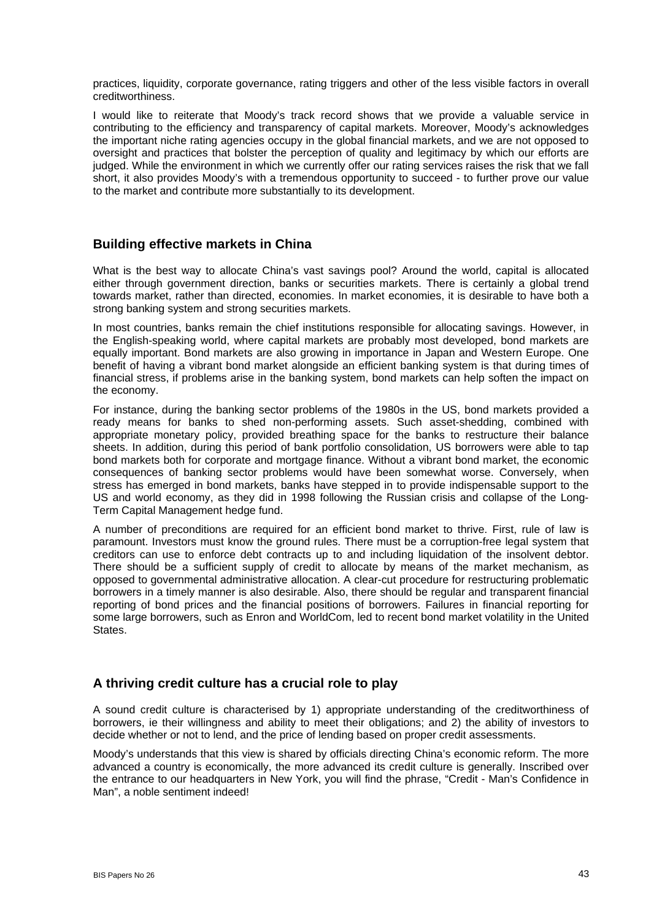practices, liquidity, corporate governance, rating triggers and other of the less visible factors in overall creditworthiness.

I would like to reiterate that Moody's track record shows that we provide a valuable service in contributing to the efficiency and transparency of capital markets. Moreover, Moody's acknowledges the important niche rating agencies occupy in the global financial markets, and we are not opposed to oversight and practices that bolster the perception of quality and legitimacy by which our efforts are judged. While the environment in which we currently offer our rating services raises the risk that we fall short, it also provides Moody's with a tremendous opportunity to succeed - to further prove our value to the market and contribute more substantially to its development.

## Building effective markets in China

What is the best way to allocate China's vast savings pool? Around the world, capital is allocated either through government direction, banks or securities markets. There is certainly a global trend towards market, rather than directed, economies. In market economies, it is desirable to have both a strong banking system and strong securities markets.

In most countries, banks remain the chief institutions responsible for allocating savings. However, in the English-speaking world, where capital markets are probably most developed, bond markets are equally important. Bond markets are also growing in importance in Japan and Western Europe. One benefit of having a vibrant bond market alongside an efficient banking system is that during times of financial stress, if problems arise in the banking system, bond markets can help soften the impact on the economy.

For instance, during the banking sector problems of the 1980s in the US, bond markets provided a ready means for banks to shed non-performing assets. Such asset-shedding, combined with appropriate monetary policy, provided breathing space for the banks to restructure their balance sheets. In addition, during this period of bank portfolio consolidation, US borrowers were able to tap bond markets both for corporate and mortgage finance. Without a vibrant bond market, the economic consequences of banking sector problems would have been somewhat worse. Conversely, when stress has emerged in bond markets, banks have stepped in to provide indispensable support to the US and world economy, as they did in 1998 following the Russian crisis and collapse of the Long-Term Capital Management hedge fund.

A number of preconditions are required for an efficient bond market to thrive. First, rule of law is paramount. Investors must know the ground rules. There must be a corruption-free legal system that creditors can use to enforce debt contracts up to and including liquidation of the insolvent debtor. There should be a sufficient supply of credit to allocate by means of the market mechanism, as opposed to governmental administrative allocation. A clear-cut procedure for restructuring problematic borrowers in a timely manner is also desirable. Also, there should be regular and transparent financial reporting of bond prices and the financial positions of borrowers. Failures in financial reporting for some large borrowers, such as Enron and WorldCom, led to recent bond market volatility in the United States.

## A thriving credit culture has a crucial role to play

A sound credit culture is characterised by 1) appropriate understanding of the creditworthiness of borrowers, ie their willingness and ability to meet their obligations; and 2) the ability of investors to decide whether or not to lend, and the price of lending based on proper credit assessments.

Moody's understands that this view is shared by officials directing China's economic reform. The more advanced a country is economically, the more advanced its credit culture is generally. Inscribed over the entrance to our headquarters in New York, you will find the phrase, "Credit - Man's Confidence in Man", a noble sentiment indeed!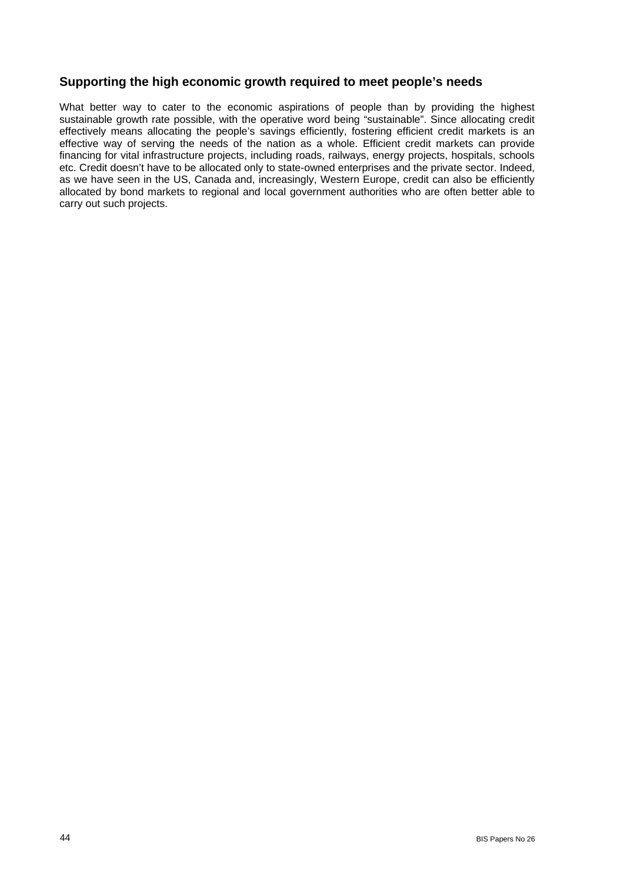## Supporting the high economic growth required to meet people's needs

What better way to cater to the economic aspirations of people than by providing the highest sustainable growth rate possible, with the operative word being "sustainable". Since allocating credit effectively means allocating the people's savings efficiently, fostering efficient credit markets is an effective way of serving the needs of the nation as a whole. Efficient credit markets can provide financing for vital infrastructure projects, including roads, railways, energy projects, hospitals, schools etc. Credit doesn't have to be allocated only to state-owned enterprises and the private sector. Indeed, as we have seen in the US, Canada and, increasingly, Western Europe, credit can also be efficiently allocated by bond markets to regional and local government authorities who are often better able to carry out such projects.